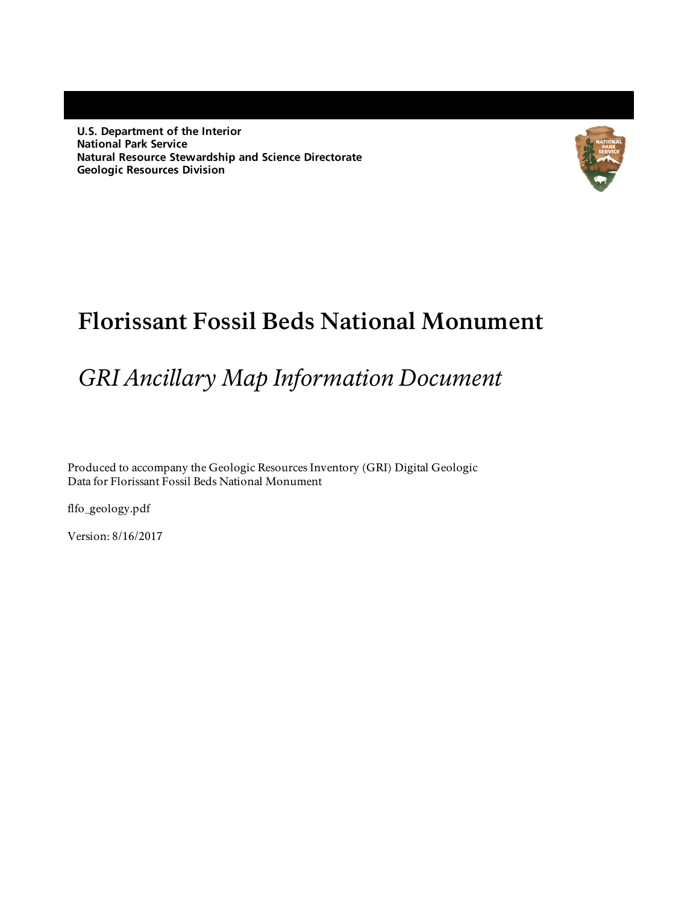**U.S. Department of the Interior**
**National Park Service**
**Natural Resource Stewardship and Science Directorate**
**Geologic Resources Division**

# Florissant Fossil Beds National Monument

## *GRI Ancillary Map Information Document*

Produced to accompany the Geologic Resources Inventory (GRI) Digital Geologic Data for Florissant Fossil Beds National Monument

flfo_geology.pdf

Version: 8/16/2017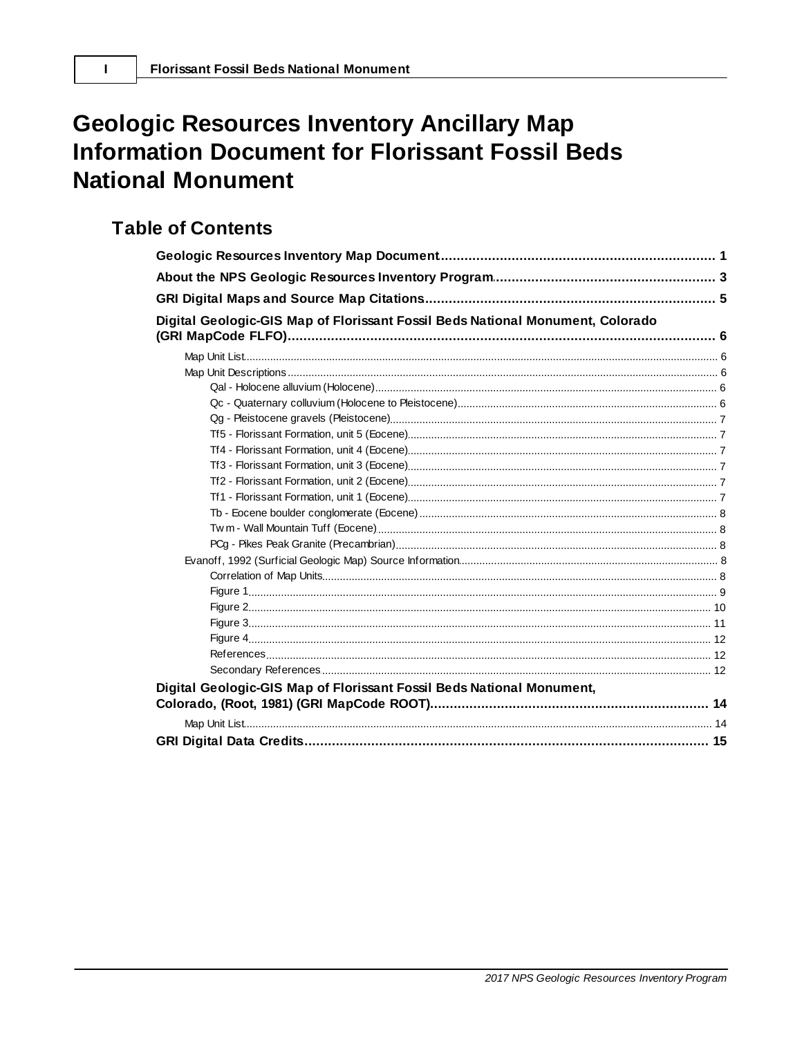# Geologic Resources Inventory Ancillary Map Information Document for Florissant Fossil Beds National Monument

## Table of Contents

**Geologic Resources Inventory Map Document** ........ 1

**About the NPS Geologic Resources Inventory Program** ........ 3

**GRI Digital Maps and Source Map Citations** ........ 5

**Digital Geologic-GIS Map of Florissant Fossil Beds National Monument, Colorado (GRI MapCode FLFO)** ........ 6

- Map Unit List ........ 6
- Map Unit Descriptions ........ 6
  - Qal - Holocene alluvium (Holocene) ........ 6
  - Qc - Quaternary colluvium (Holocene to Pleistocene) ........ 6
  - Qg - Pleistocene gravels (Pleistocene) ........ 7
  - Tf5 - Florissant Formation, unit 5 (Eocene) ........ 7
  - Tf4 - Florissant Formation, unit 4 (Eocene) ........ 7
  - Tf3 - Florissant Formation, unit 3 (Eocene) ........ 7
  - Tf2 - Florissant Formation, unit 2 (Eocene) ........ 7
  - Tf1 - Florissant Formation, unit 1 (Eocene) ........ 7
  - Tb - Eocene boulder conglomerate (Eocene) ........ 8
  - Twm - Wall Mountain Tuff (Eocene) ........ 8
  - PCg - Pikes Peak Granite (Precambrian) ........ 8
- Evanoff, 1992 (Surficial Geologic Map) Source Information ........ 8
  - Correlation of Map Units ........ 8
  - Figure 1 ........ 9
  - Figure 2 ........ 10
  - Figure 3 ........ 11
  - Figure 4 ........ 12
  - References ........ 12
  - Secondary References ........ 12

**Digital Geologic-GIS Map of Florissant Fossil Beds National Monument, Colorado, (Root, 1981) (GRI MapCode ROOT)** ........ 14

- Map Unit List ........ 14

**GRI Digital Data Credits** ........ 15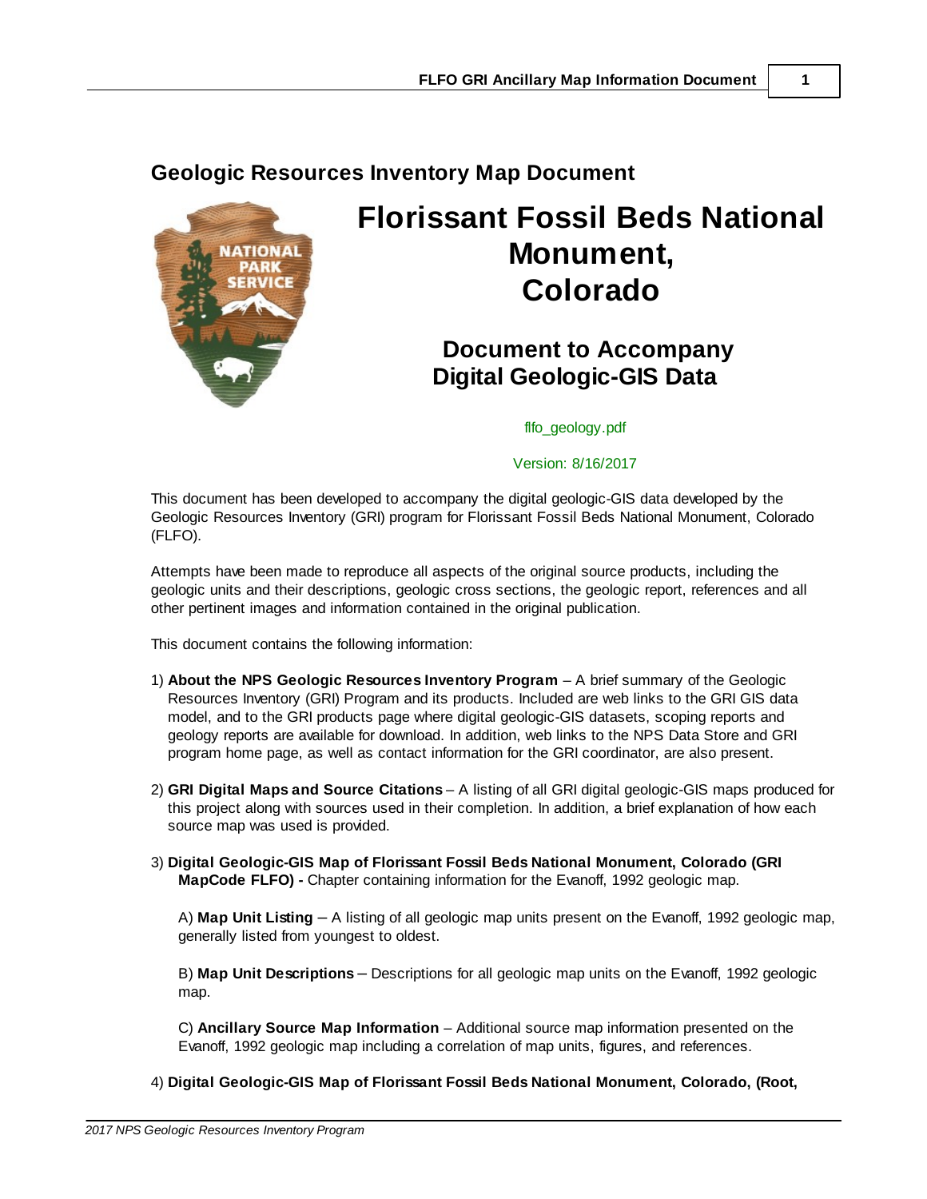## Geologic Resources Inventory Map Document

# Florissant Fossil Beds National Monument, Colorado

## Document to Accompany Digital Geologic-GIS Data

flfo_geology.pdf

Version: 8/16/2017

This document has been developed to accompany the digital geologic-GIS data developed by the Geologic Resources Inventory (GRI) program for Florissant Fossil Beds National Monument, Colorado (FLFO).

Attempts have been made to reproduce all aspects of the original source products, including the geologic units and their descriptions, geologic cross sections, the geologic report, references and all other pertinent images and information contained in the original publication.

This document contains the following information:

1) **About the NPS Geologic Resources Inventory Program** – A brief summary of the Geologic Resources Inventory (GRI) Program and its products. Included are web links to the GRI GIS data model, and to the GRI products page where digital geologic-GIS datasets, scoping reports and geology reports are available for download. In addition, web links to the NPS Data Store and GRI program home page, as well as contact information for the GRI coordinator, are also present.

2) **GRI Digital Maps and Source Citations** – A listing of all GRI digital geologic-GIS maps produced for this project along with sources used in their completion. In addition, a brief explanation of how each source map was used is provided.

3) **Digital Geologic-GIS Map of Florissant Fossil Beds National Monument, Colorado (GRI MapCode FLFO) -** Chapter containing information for the Evanoff, 1992 geologic map.

   A) **Map Unit Listing** – A listing of all geologic map units present on the Evanoff, 1992 geologic map, generally listed from youngest to oldest.

   B) **Map Unit Descriptions** – Descriptions for all geologic map units on the Evanoff, 1992 geologic map.

   C) **Ancillary Source Map Information** – Additional source map information presented on the Evanoff, 1992 geologic map including a correlation of map units, figures, and references.

4) **Digital Geologic-GIS Map of Florissant Fossil Beds National Monument, Colorado, (Root,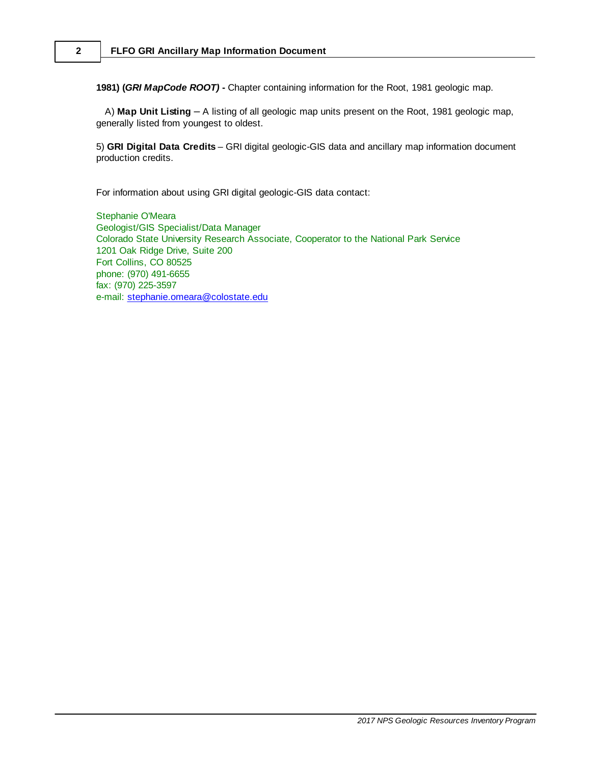**1981) (*GRI MapCode ROOT)* -** Chapter containing information for the Root, 1981 geologic map.

A) **Map Unit Listing** – A listing of all geologic map units present on the Root, 1981 geologic map, generally listed from youngest to oldest.

5) **GRI Digital Data Credits** – GRI digital geologic-GIS data and ancillary map information document production credits.

For information about using GRI digital geologic-GIS data contact:

Stephanie O'Meara
Geologist/GIS Specialist/Data Manager
Colorado State University Research Associate, Cooperator to the National Park Service
1201 Oak Ridge Drive, Suite 200
Fort Collins, CO 80525
phone: (970) 491-6655
fax: (970) 225-3597
e-mail: stephanie.omeara@colostate.edu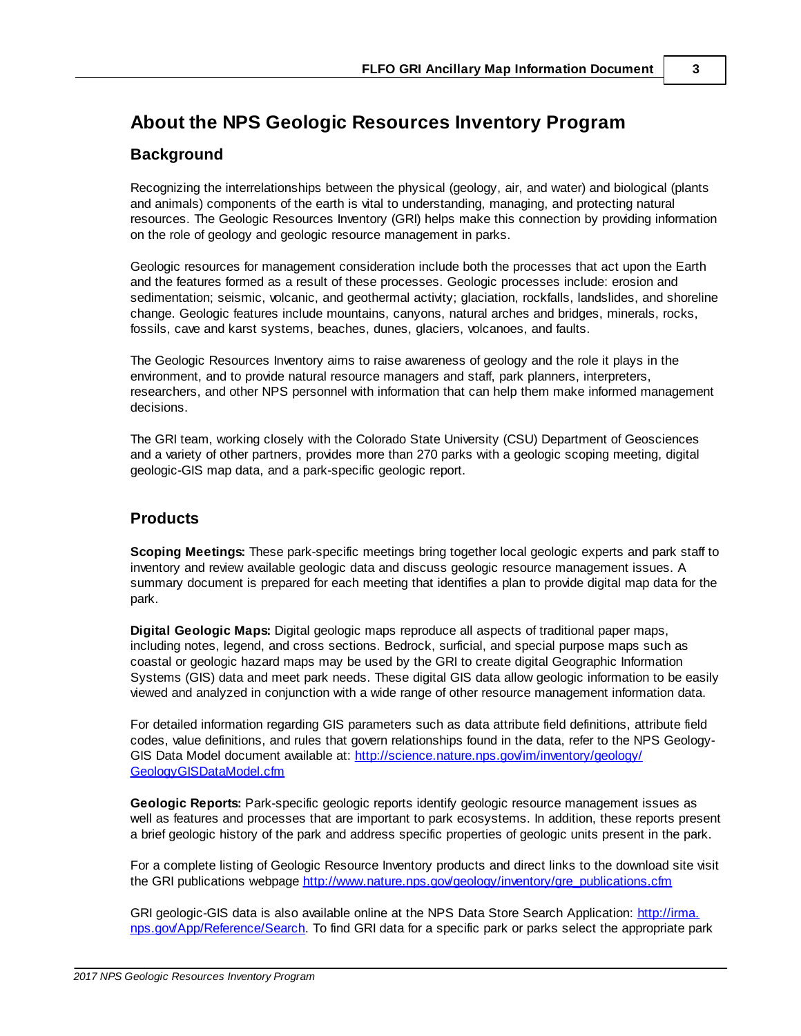# About the NPS Geologic Resources Inventory Program

## Background

Recognizing the interrelationships between the physical (geology, air, and water) and biological (plants and animals) components of the earth is vital to understanding, managing, and protecting natural resources. The Geologic Resources Inventory (GRI) helps make this connection by providing information on the role of geology and geologic resource management in parks.

Geologic resources for management consideration include both the processes that act upon the Earth and the features formed as a result of these processes. Geologic processes include: erosion and sedimentation; seismic, volcanic, and geothermal activity; glaciation, rockfalls, landslides, and shoreline change. Geologic features include mountains, canyons, natural arches and bridges, minerals, rocks, fossils, cave and karst systems, beaches, dunes, glaciers, volcanoes, and faults.

The Geologic Resources Inventory aims to raise awareness of geology and the role it plays in the environment, and to provide natural resource managers and staff, park planners, interpreters, researchers, and other NPS personnel with information that can help them make informed management decisions.

The GRI team, working closely with the Colorado State University (CSU) Department of Geosciences and a variety of other partners, provides more than 270 parks with a geologic scoping meeting, digital geologic-GIS map data, and a park-specific geologic report.

## Products

**Scoping Meetings:** These park-specific meetings bring together local geologic experts and park staff to inventory and review available geologic data and discuss geologic resource management issues. A summary document is prepared for each meeting that identifies a plan to provide digital map data for the park.

**Digital Geologic Maps:** Digital geologic maps reproduce all aspects of traditional paper maps, including notes, legend, and cross sections. Bedrock, surficial, and special purpose maps such as coastal or geologic hazard maps may be used by the GRI to create digital Geographic Information Systems (GIS) data and meet park needs. These digital GIS data allow geologic information to be easily viewed and analyzed in conjunction with a wide range of other resource management information data.

For detailed information regarding GIS parameters such as data attribute field definitions, attribute field codes, value definitions, and rules that govern relationships found in the data, refer to the NPS Geology-GIS Data Model document available at: http://science.nature.nps.gov/im/inventory/geology/GeologyGISDataModel.cfm

**Geologic Reports:** Park-specific geologic reports identify geologic resource management issues as well as features and processes that are important to park ecosystems. In addition, these reports present a brief geologic history of the park and address specific properties of geologic units present in the park.

For a complete listing of Geologic Resource Inventory products and direct links to the download site visit the GRI publications webpage http://www.nature.nps.gov/geology/inventory/gre_publications.cfm

GRI geologic-GIS data is also available online at the NPS Data Store Search Application: http://irma.nps.gov/App/Reference/Search. To find GRI data for a specific park or parks select the appropriate park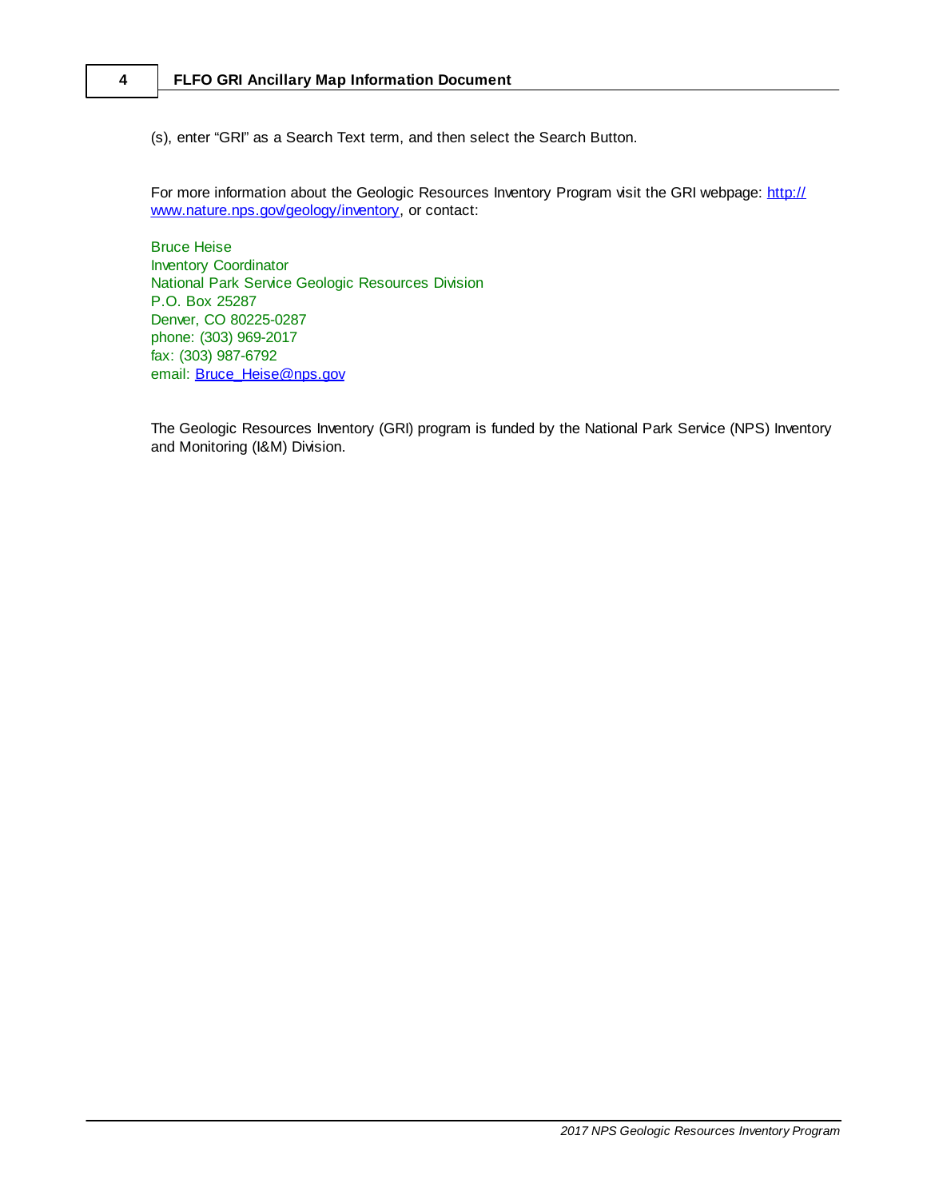(s), enter "GRI" as a Search Text term, and then select the Search Button.

For more information about the Geologic Resources Inventory Program visit the GRI webpage: http://www.nature.nps.gov/geology/inventory, or contact:

Bruce Heise  
Inventory Coordinator  
National Park Service Geologic Resources Division  
P.O. Box 25287  
Denver, CO 80225-0287  
phone: (303) 969-2017  
fax: (303) 987-6792  
email: Bruce_Heise@nps.gov

The Geologic Resources Inventory (GRI) program is funded by the National Park Service (NPS) Inventory and Monitoring (I&M) Division.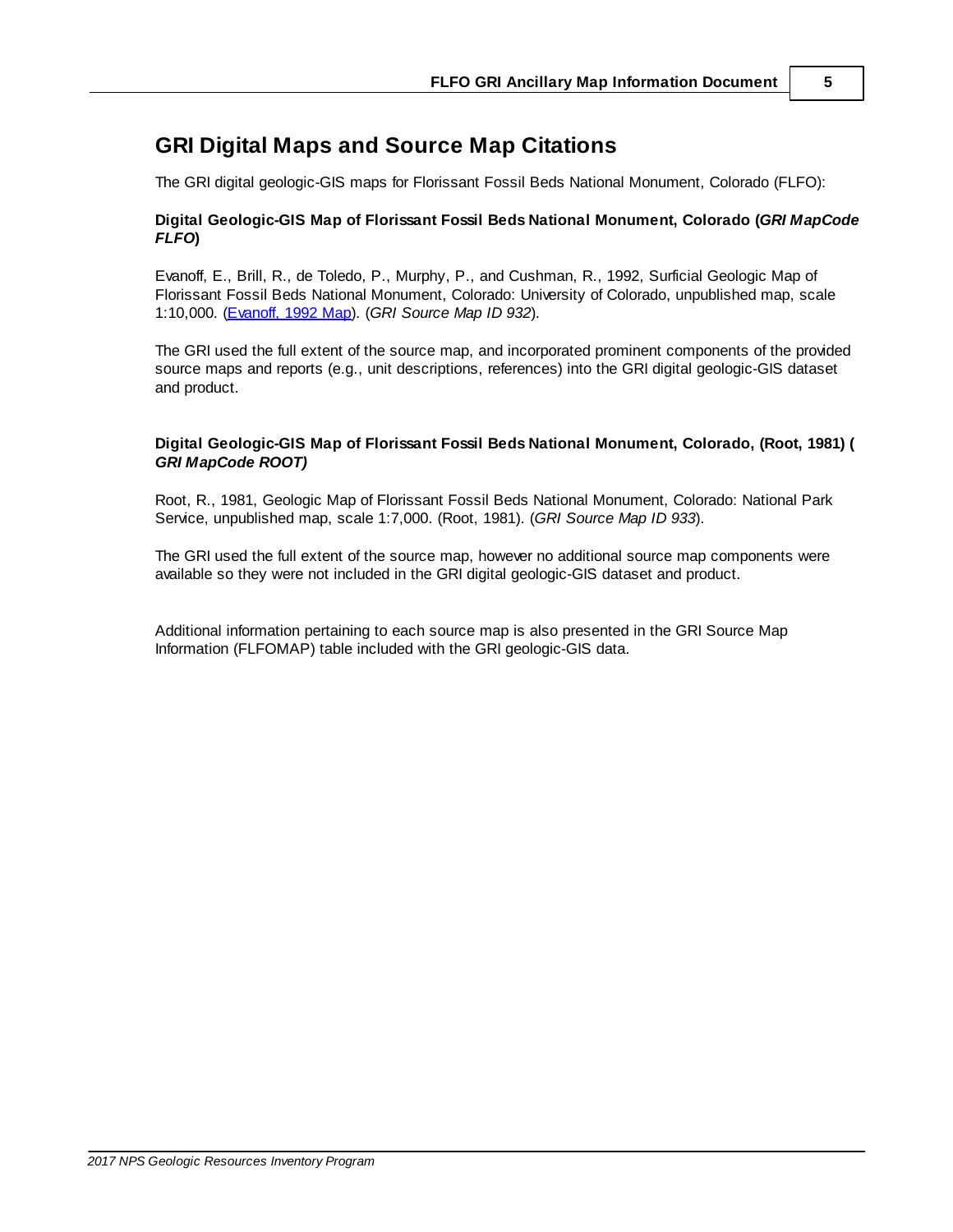## GRI Digital Maps and Source Map Citations

The GRI digital geologic-GIS maps for Florissant Fossil Beds National Monument, Colorado (FLFO):

**Digital Geologic-GIS Map of Florissant Fossil Beds National Monument, Colorado (*GRI MapCode FLFO*)**

Evanoff, E., Brill, R., de Toledo, P., Murphy, P., and Cushman, R., 1992, Surficial Geologic Map of Florissant Fossil Beds National Monument, Colorado: University of Colorado, unpublished map, scale 1:10,000. (Evanoff, 1992 Map). (*GRI Source Map ID 932*).

The GRI used the full extent of the source map, and incorporated prominent components of the provided source maps and reports (e.g., unit descriptions, references) into the GRI digital geologic-GIS dataset and product.

**Digital Geologic-GIS Map of Florissant Fossil Beds National Monument, Colorado, (Root, 1981) ( *GRI MapCode ROOT)***

Root, R., 1981, Geologic Map of Florissant Fossil Beds National Monument, Colorado: National Park Service, unpublished map, scale 1:7,000. (Root, 1981). (*GRI Source Map ID 933*).

The GRI used the full extent of the source map, however no additional source map components were available so they were not included in the GRI digital geologic-GIS dataset and product.

Additional information pertaining to each source map is also presented in the GRI Source Map Information (FLFOMAP) table included with the GRI geologic-GIS data.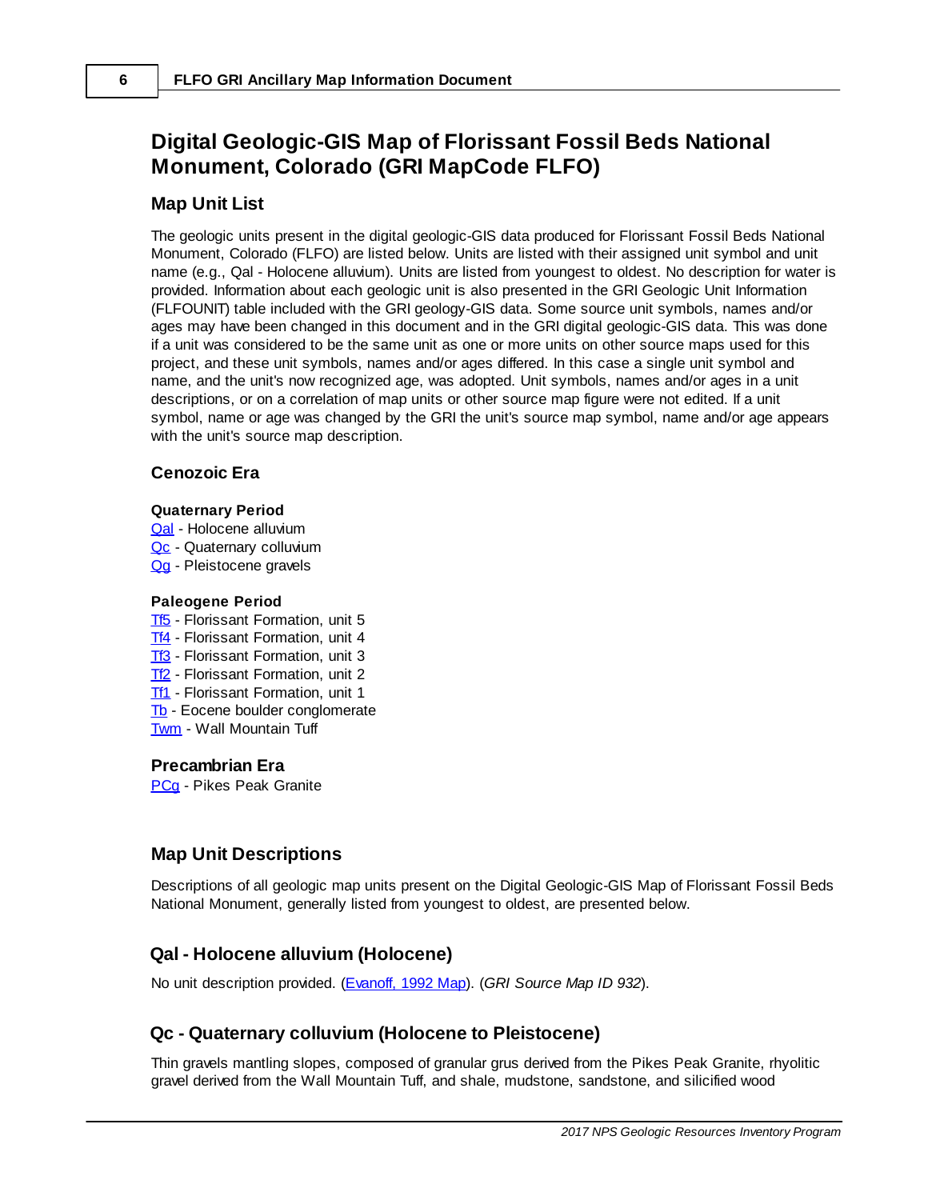# Digital Geologic-GIS Map of Florissant Fossil Beds National Monument, Colorado (GRI MapCode FLFO)

## Map Unit List

The geologic units present in the digital geologic-GIS data produced for Florissant Fossil Beds National Monument, Colorado (FLFO) are listed below. Units are listed with their assigned unit symbol and unit name (e.g., Qal - Holocene alluvium). Units are listed from youngest to oldest. No description for water is provided. Information about each geologic unit is also presented in the GRI Geologic Unit Information (FLFOUNIT) table included with the GRI geology-GIS data. Some source unit symbols, names and/or ages may have been changed in this document and in the GRI digital geologic-GIS data. This was done if a unit was considered to be the same unit as one or more units on other source maps used for this project, and these unit symbols, names and/or ages differed. In this case a single unit symbol and name, and the unit's now recognized age, was adopted. Unit symbols, names and/or ages in a unit descriptions, or on a correlation of map units or other source map figure were not edited. If a unit symbol, name or age was changed by the GRI the unit's source map symbol, name and/or age appears with the unit's source map description.

### Cenozoic Era

#### Quaternary Period

Qal - Holocene alluvium
Qc - Quaternary colluvium
Qg - Pleistocene gravels

#### Paleogene Period

Tf5 - Florissant Formation, unit 5
Tf4 - Florissant Formation, unit 4
Tf3 - Florissant Formation, unit 3
Tf2 - Florissant Formation, unit 2
Tf1 - Florissant Formation, unit 1
Tb - Eocene boulder conglomerate
Twm - Wall Mountain Tuff

### Precambrian Era

PCg - Pikes Peak Granite

## Map Unit Descriptions

Descriptions of all geologic map units present on the Digital Geologic-GIS Map of Florissant Fossil Beds National Monument, generally listed from youngest to oldest, are presented below.

## Qal - Holocene alluvium (Holocene)

No unit description provided. (Evanoff, 1992 Map). (*GRI Source Map ID 932*).

## Qc - Quaternary colluvium (Holocene to Pleistocene)

Thin gravels mantling slopes, composed of granular grus derived from the Pikes Peak Granite, rhyolitic gravel derived from the Wall Mountain Tuff, and shale, mudstone, sandstone, and silicified wood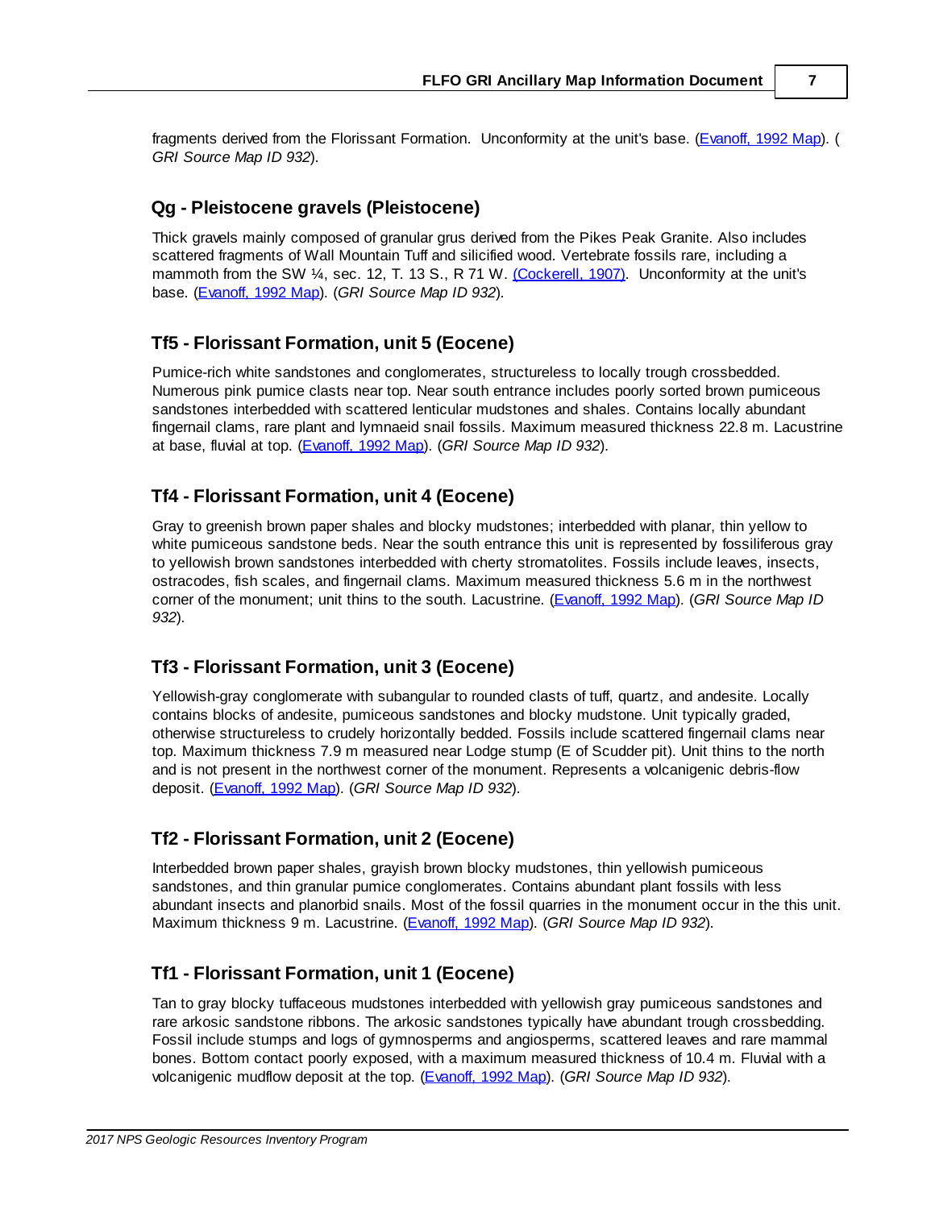fragments derived from the Florissant Formation. Unconformity at the unit's base. (Evanoff, 1992 Map). (*GRI Source Map ID 932*).

## Qg - Pleistocene gravels (Pleistocene)

Thick gravels mainly composed of granular grus derived from the Pikes Peak Granite. Also includes scattered fragments of Wall Mountain Tuff and silicified wood. Vertebrate fossils rare, including a mammoth from the SW ¼, sec. 12, T. 13 S., R 71 W. (Cockerell, 1907). Unconformity at the unit's base. (Evanoff, 1992 Map). (*GRI Source Map ID 932*).

## Tf5 - Florissant Formation, unit 5 (Eocene)

Pumice-rich white sandstones and conglomerates, structureless to locally trough crossbedded. Numerous pink pumice clasts near top. Near south entrance includes poorly sorted brown pumiceous sandstones interbedded with scattered lenticular mudstones and shales. Contains locally abundant fingernail clams, rare plant and lymnaeid snail fossils. Maximum measured thickness 22.8 m. Lacustrine at base, fluvial at top. (Evanoff, 1992 Map). (*GRI Source Map ID 932*).

## Tf4 - Florissant Formation, unit 4 (Eocene)

Gray to greenish brown paper shales and blocky mudstones; interbedded with planar, thin yellow to white pumiceous sandstone beds. Near the south entrance this unit is represented by fossiliferous gray to yellowish brown sandstones interbedded with cherty stromatolites. Fossils include leaves, insects, ostracodes, fish scales, and fingernail clams. Maximum measured thickness 5.6 m in the northwest corner of the monument; unit thins to the south. Lacustrine. (Evanoff, 1992 Map). (*GRI Source Map ID 932*).

## Tf3 - Florissant Formation, unit 3 (Eocene)

Yellowish-gray conglomerate with subangular to rounded clasts of tuff, quartz, and andesite. Locally contains blocks of andesite, pumiceous sandstones and blocky mudstone. Unit typically graded, otherwise structureless to crudely horizontally bedded. Fossils include scattered fingernail clams near top. Maximum thickness 7.9 m measured near Lodge stump (E of Scudder pit). Unit thins to the north and is not present in the northwest corner of the monument. Represents a volcanigenic debris-flow deposit. (Evanoff, 1992 Map). (*GRI Source Map ID 932*).

## Tf2 - Florissant Formation, unit 2 (Eocene)

Interbedded brown paper shales, grayish brown blocky mudstones, thin yellowish pumiceous sandstones, and thin granular pumice conglomerates. Contains abundant plant fossils with less abundant insects and planorbid snails. Most of the fossil quarries in the monument occur in the this unit. Maximum thickness 9 m. Lacustrine. (Evanoff, 1992 Map). (*GRI Source Map ID 932*).

## Tf1 - Florissant Formation, unit 1 (Eocene)

Tan to gray blocky tuffaceous mudstones interbedded with yellowish gray pumiceous sandstones and rare arkosic sandstone ribbons. The arkosic sandstones typically have abundant trough crossbedding. Fossil include stumps and logs of gymnosperms and angiosperms, scattered leaves and rare mammal bones. Bottom contact poorly exposed, with a maximum measured thickness of 10.4 m. Fluvial with a volcanigenic mudflow deposit at the top. (Evanoff, 1992 Map). (*GRI Source Map ID 932*).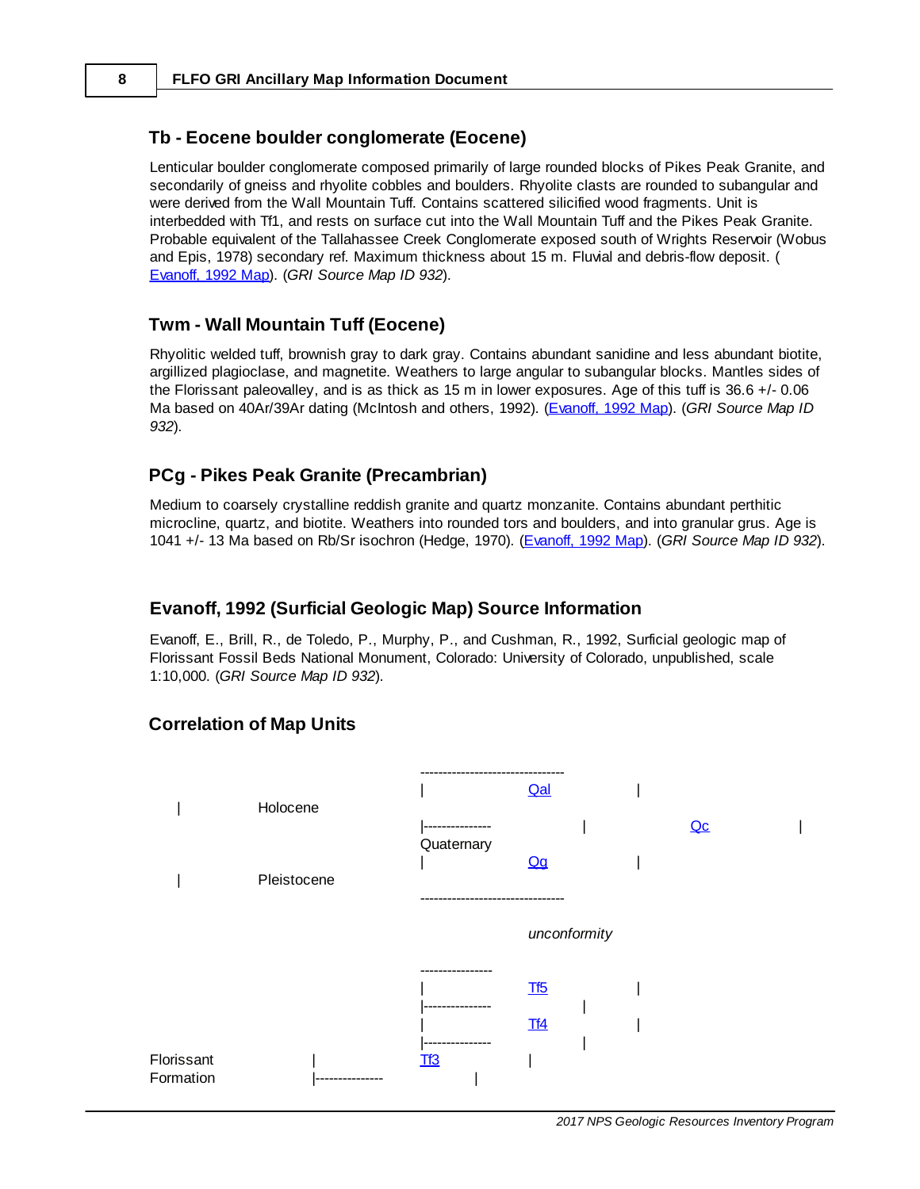### Tb - Eocene boulder conglomerate (Eocene)

Lenticular boulder conglomerate composed primarily of large rounded blocks of Pikes Peak Granite, and secondarily of gneiss and rhyolite cobbles and boulders. Rhyolite clasts are rounded to subangular and were derived from the Wall Mountain Tuff. Contains scattered silicified wood fragments. Unit is interbedded with Tf1, and rests on surface cut into the Wall Mountain Tuff and the Pikes Peak Granite. Probable equivalent of the Tallahassee Creek Conglomerate exposed south of Wrights Reservoir (Wobus and Epis, 1978) secondary ref. Maximum thickness about 15 m. Fluvial and debris-flow deposit. (Evanoff, 1992 Map). (*GRI Source Map ID 932*).

### Twm - Wall Mountain Tuff (Eocene)

Rhyolitic welded tuff, brownish gray to dark gray. Contains abundant sanidine and less abundant biotite, argillized plagioclase, and magnetite. Weathers to large angular to subangular blocks. Mantles sides of the Florissant paleovalley, and is as thick as 15 m in lower exposures. Age of this tuff is 36.6 +/- 0.06 Ma based on 40Ar/39Ar dating (McIntosh and others, 1992). (Evanoff, 1992 Map). (*GRI Source Map ID 932*).

### PCg - Pikes Peak Granite (Precambrian)

Medium to coarsely crystalline reddish granite and quartz monzanite. Contains abundant perthitic microcline, quartz, and biotite. Weathers into rounded tors and boulders, and into granular grus. Age is 1041 +/- 13 Ma based on Rb/Sr isochron (Hedge, 1970). (Evanoff, 1992 Map). (*GRI Source Map ID 932*).

### Evanoff, 1992 (Surficial Geologic Map) Source Information

Evanoff, E., Brill, R., de Toledo, P., Murphy, P., and Cushman, R., 1992, Surficial geologic map of Florissant Fossil Beds National Monument, Colorado: University of Colorado, unpublished, scale 1:10,000. (*GRI Source Map ID 932*).

### Correlation of Map Units

```
                                   --------------------------------
                                   |              Qal             |
     |        Holocene
                                   |---------------               |                  Qc            |
                                   Quaternary
                                   |              Qg              |
     |        Pleistocene
                                   --------------------------------

                                                  unconformity

                                   ----------------
                                   |              Tf5             |
                                   |---------------               |
                                   |              Tf4             |
                                   |---------------               |
Florissant           |             Tf3            |
Formation            |---------------            |
```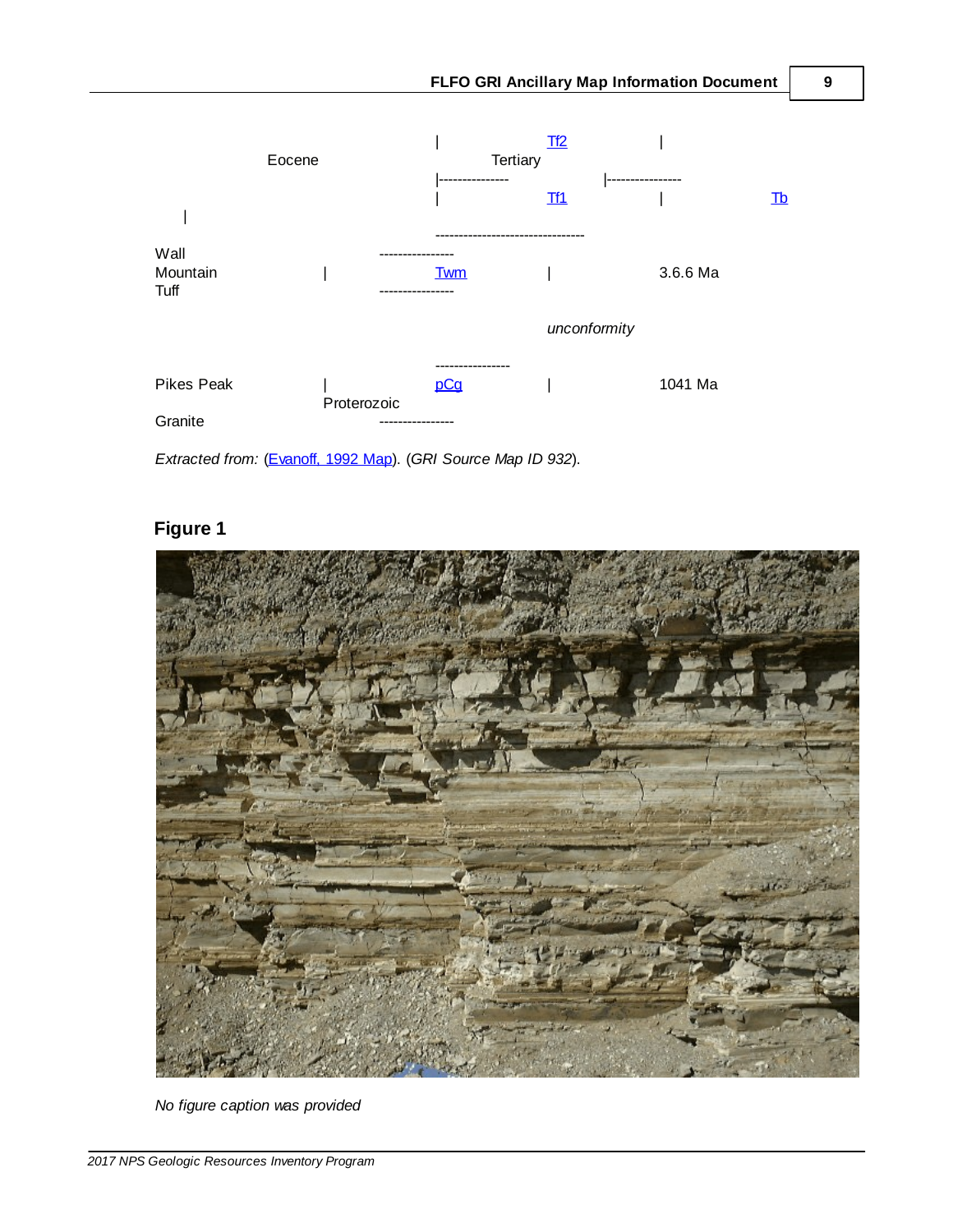```
                    |          Tf2          |
Eocene                    Tertiary
                    |---------------    |----------------
                    |          Tf1          |                 Tb
    |
                    --------------------------------
Wall              ----------------
Mountain     |    Twm           |            3.6.6 Ma
Tuff              ----------------

                                unconformity

                    ----------------
Pikes Peak   |      pCg           |            1041 Ma
             Proterozoic
Granite           ----------------
```

*Extracted from:* (Evanoff, 1992 Map). (*GRI Source Map ID 932*).

## Figure 1

*No figure caption was provided*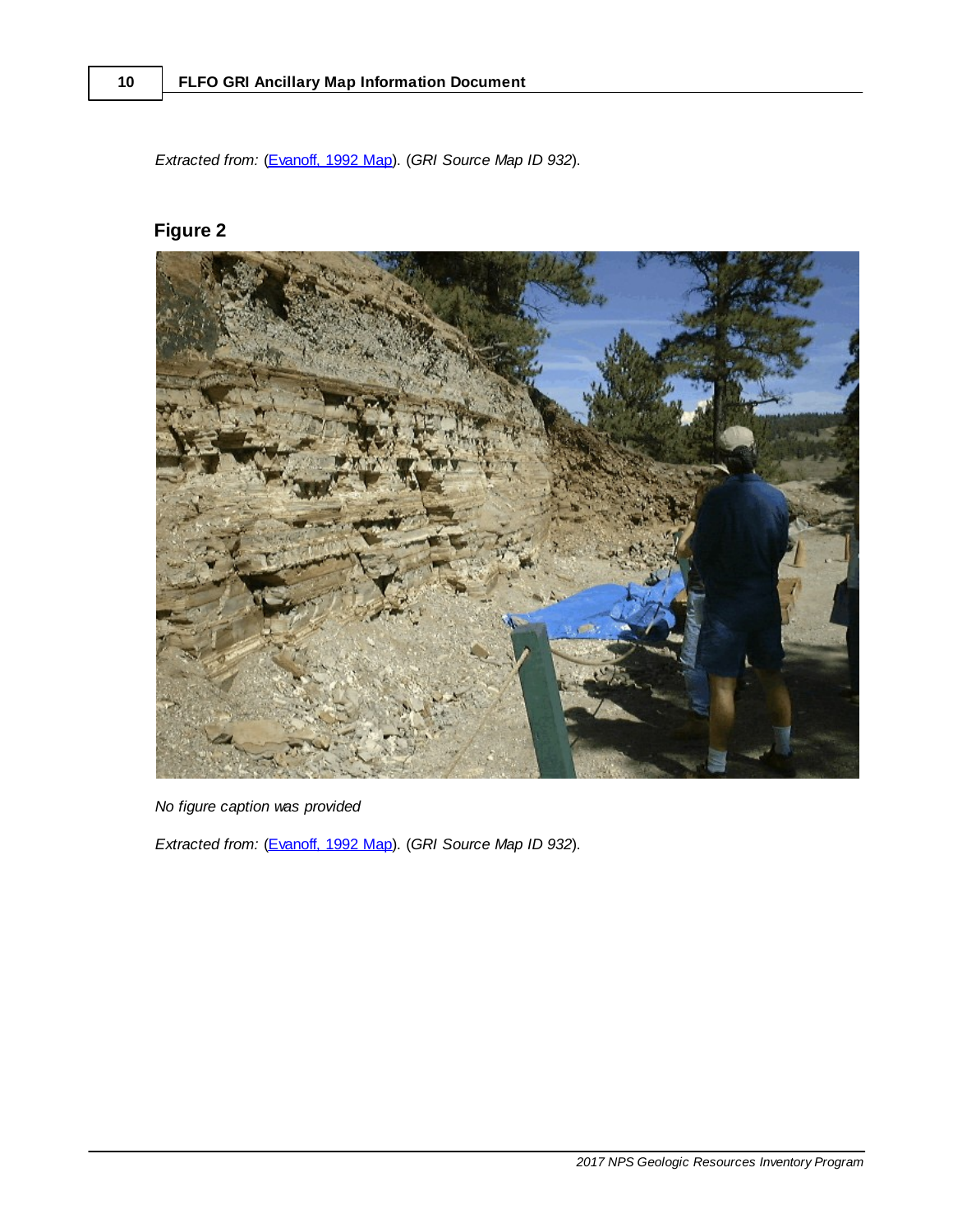*Extracted from:* (Evanoff, 1992 Map). (*GRI Source Map ID 932*).

## Figure 2

*No figure caption was provided*

*Extracted from:* (Evanoff, 1992 Map). (*GRI Source Map ID 932*).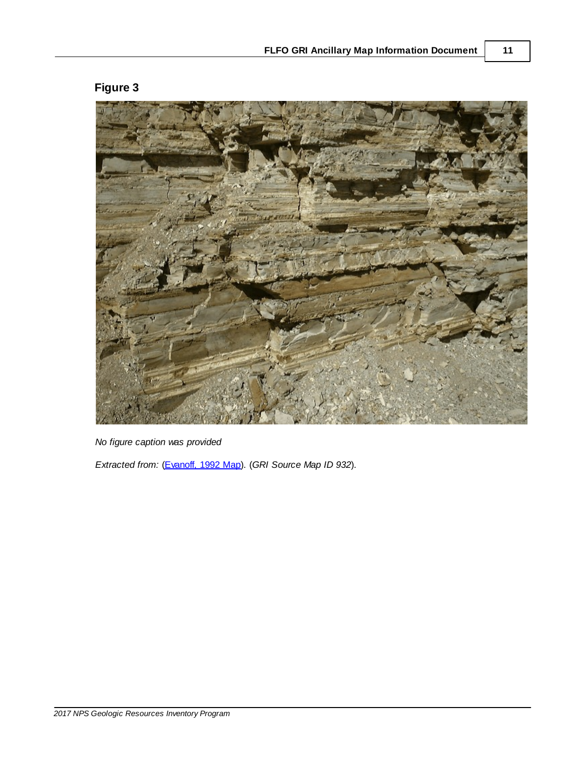## Figure 3

*No figure caption was provided*

*Extracted from:* (Evanoff, 1992 Map). (*GRI Source Map ID 932*).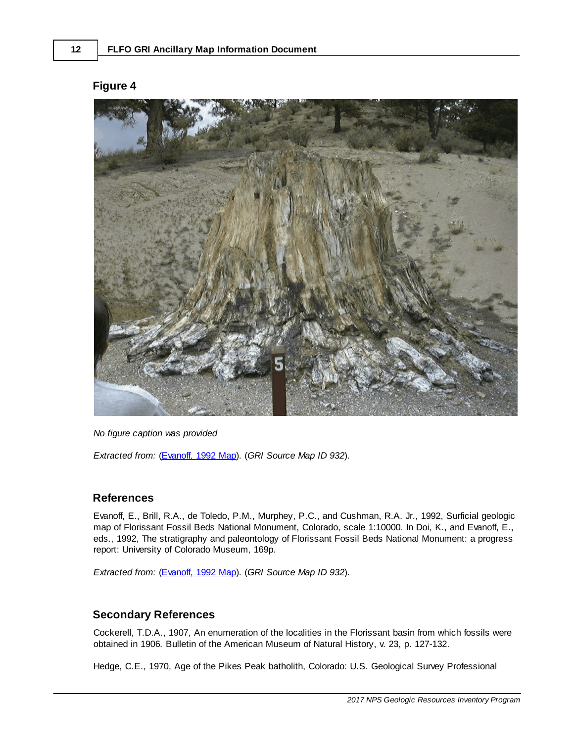## Figure 4

*No figure caption was provided*

*Extracted from:* (Evanoff, 1992 Map). (*GRI Source Map ID 932*).

## References

Evanoff, E., Brill, R.A., de Toledo, P.M., Murphey, P.C., and Cushman, R.A. Jr., 1992, Surficial geologic map of Florissant Fossil Beds National Monument, Colorado, scale 1:10000. In Doi, K., and Evanoff, E., eds., 1992, The stratigraphy and paleontology of Florissant Fossil Beds National Monument: a progress report: University of Colorado Museum, 169p.

*Extracted from:* (Evanoff, 1992 Map). (*GRI Source Map ID 932*).

## Secondary References

Cockerell, T.D.A., 1907, An enumeration of the localities in the Florissant basin from which fossils were obtained in 1906. Bulletin of the American Museum of Natural History, v. 23, p. 127-132.

Hedge, C.E., 1970, Age of the Pikes Peak batholith, Colorado: U.S. Geological Survey Professional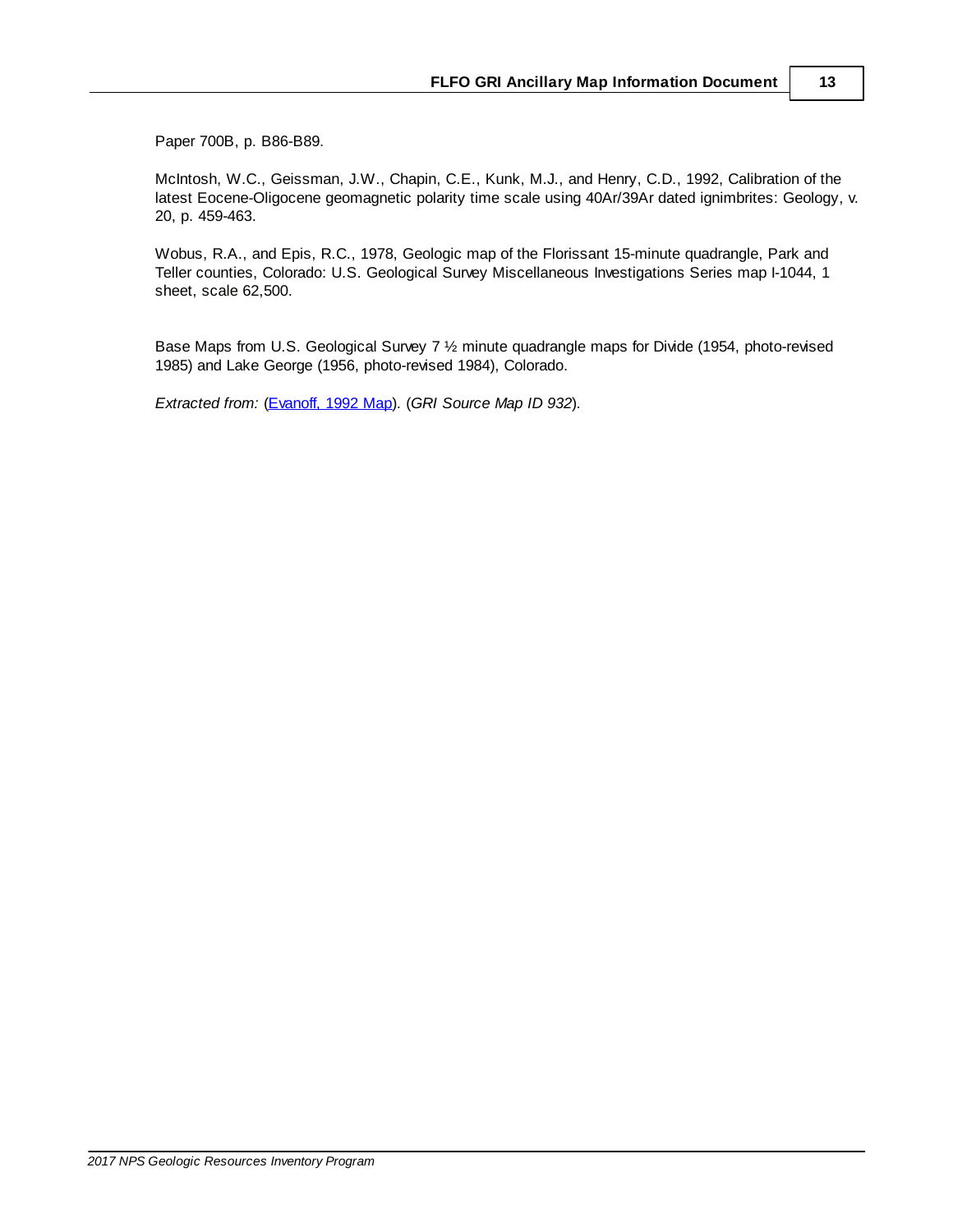Paper 700B, p. B86-B89.

McIntosh, W.C., Geissman, J.W., Chapin, C.E., Kunk, M.J., and Henry, C.D., 1992, Calibration of the latest Eocene-Oligocene geomagnetic polarity time scale using 40Ar/39Ar dated ignimbrites: Geology, v. 20, p. 459-463.

Wobus, R.A., and Epis, R.C., 1978, Geologic map of the Florissant 15-minute quadrangle, Park and Teller counties, Colorado: U.S. Geological Survey Miscellaneous Investigations Series map I-1044, 1 sheet, scale 62,500.

Base Maps from U.S. Geological Survey 7 ½ minute quadrangle maps for Divide (1954, photo-revised 1985) and Lake George (1956, photo-revised 1984), Colorado.

*Extracted from:* (Evanoff, 1992 Map). (*GRI Source Map ID 932*).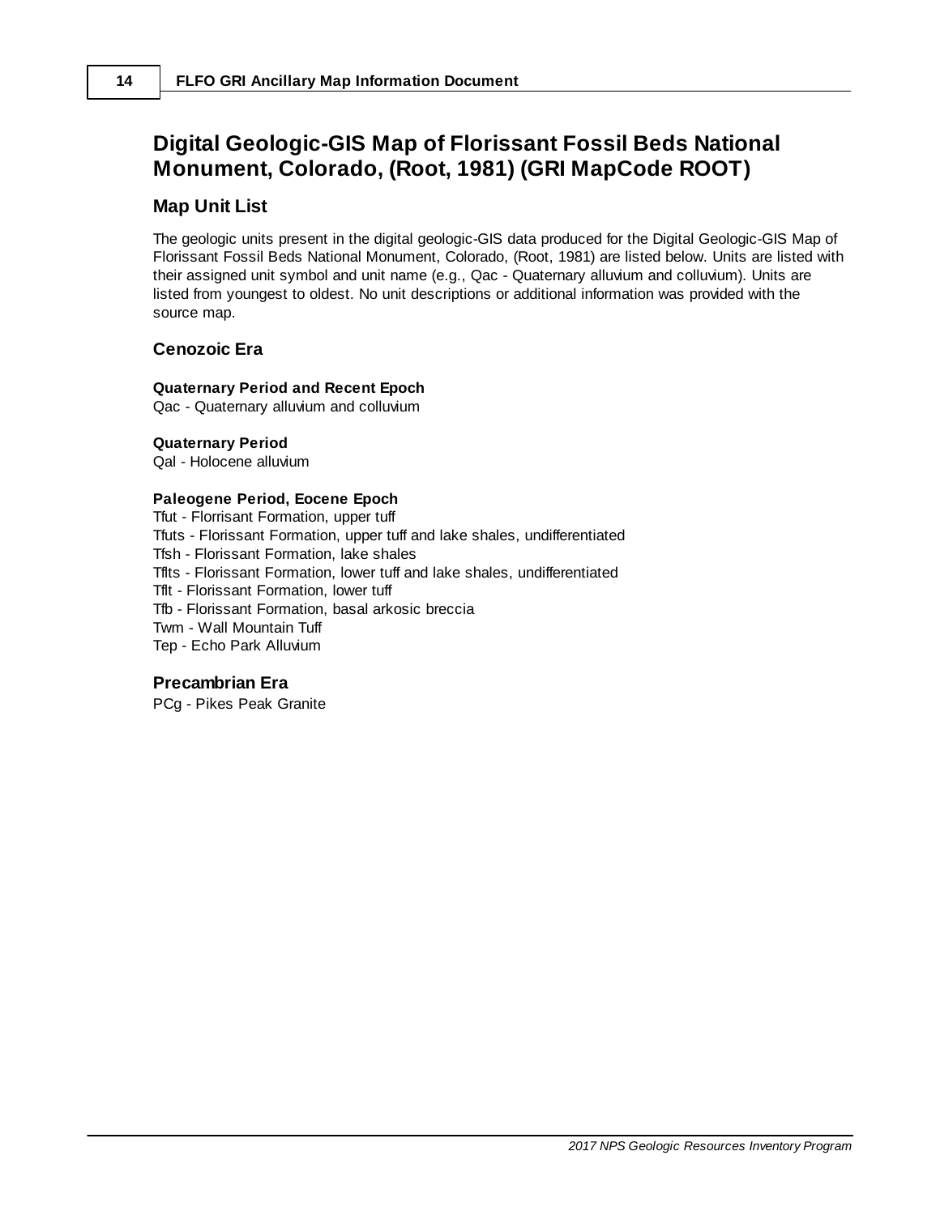# Digital Geologic-GIS Map of Florissant Fossil Beds National Monument, Colorado, (Root, 1981) (GRI MapCode ROOT)

## Map Unit List

The geologic units present in the digital geologic-GIS data produced for the Digital Geologic-GIS Map of Florissant Fossil Beds National Monument, Colorado, (Root, 1981) are listed below. Units are listed with their assigned unit symbol and unit name (e.g., Qac - Quaternary alluvium and colluvium). Units are listed from youngest to oldest. No unit descriptions or additional information was provided with the source map.

### Cenozoic Era

**Quaternary Period and Recent Epoch**
Qac - Quaternary alluvium and colluvium

**Quaternary Period**
Qal - Holocene alluvium

**Paleogene Period, Eocene Epoch**
Tfut - Flrorrisant Formation, upper tuff
Tfuts - Florissant Formation, upper tuff and lake shales, undifferentiated
Tfsh - Florissant Formation, lake shales
Tflts - Florissant Formation, lower tuff and lake shales, undifferentiated
Tflt - Florissant Formation, lower tuff
Tfb - Florissant Formation, basal arkosic breccia
Twm - Wall Mountain Tuff
Tep - Echo Park Alluvium

### Precambrian Era

PCg - Pikes Peak Granite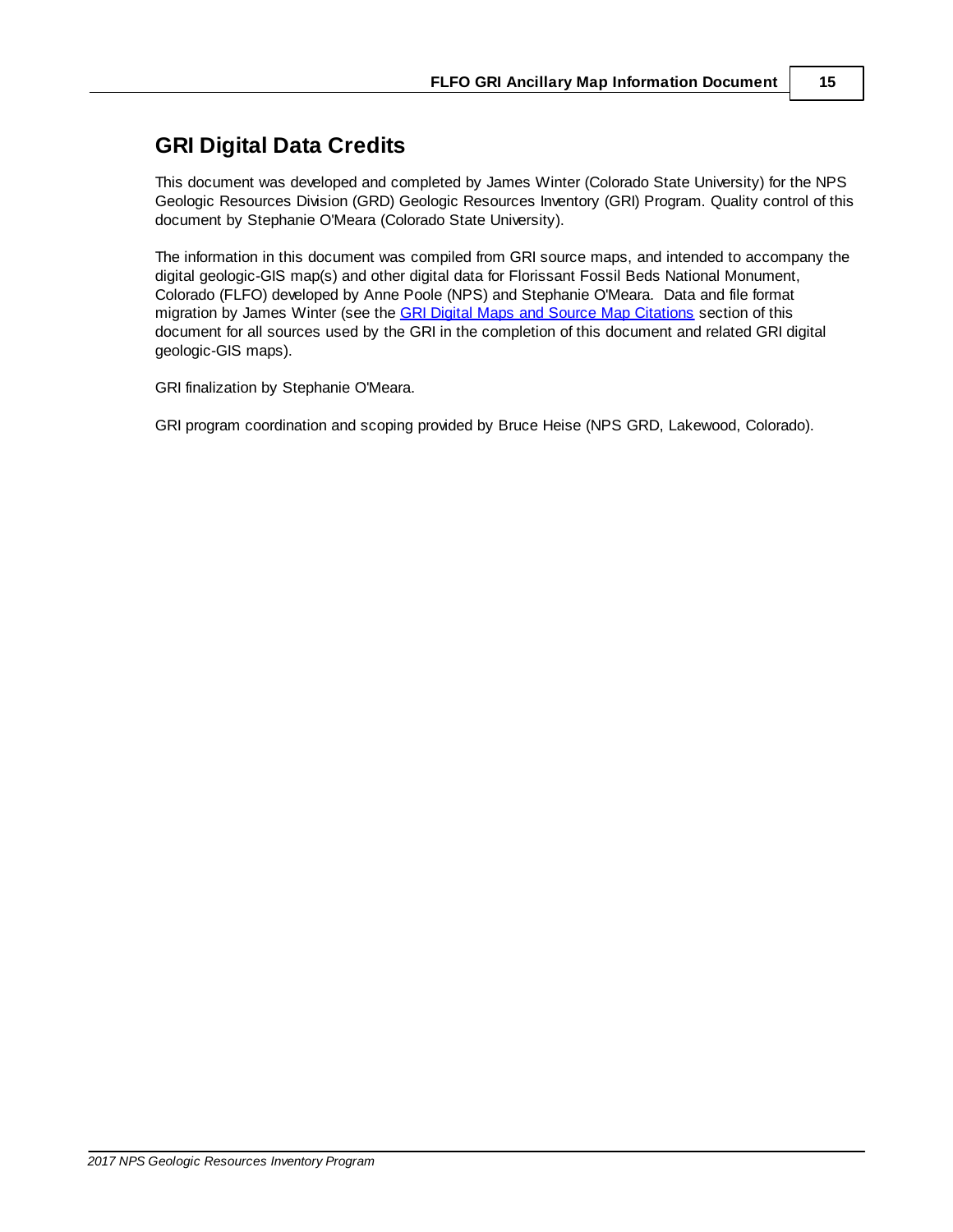## GRI Digital Data Credits

This document was developed and completed by James Winter (Colorado State University) for the NPS Geologic Resources Division (GRD) Geologic Resources Inventory (GRI) Program. Quality control of this document by Stephanie O'Meara (Colorado State University).

The information in this document was compiled from GRI source maps, and intended to accompany the digital geologic-GIS map(s) and other digital data for Florissant Fossil Beds National Monument, Colorado (FLFO) developed by Anne Poole (NPS) and Stephanie O'Meara. Data and file format migration by James Winter (see the GRI Digital Maps and Source Map Citations section of this document for all sources used by the GRI in the completion of this document and related GRI digital geologic-GIS maps).

GRI finalization by Stephanie O'Meara.

GRI program coordination and scoping provided by Bruce Heise (NPS GRD, Lakewood, Colorado).